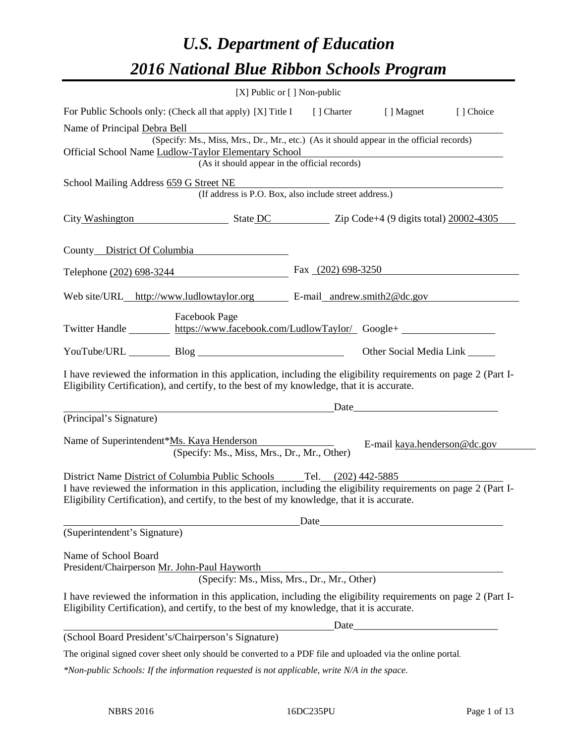# *U.S. Department of Education*
# *2016 National Blue Ribbon Schools Program*

[X] Public or [ ] Non-public

For Public Schools only: (Check all that apply) [X] Title I [ ] Charter [ ] Magnet [ ] Choice

Name of Principal Debra Bell
(Specify: Ms., Miss, Mrs., Dr., Mr., etc.) (As it should appear in the official records)

Official School Name Ludlow-Taylor Elementary School
(As it should appear in the official records)

School Mailing Address 659 G Street NE
(If address is P.O. Box, also include street address.)

City Washington State DC Zip Code+4 (9 digits total) 20002-4305

County District Of Columbia

Telephone (202) 698-3244 Fax (202) 698-3250

Web site/URL http://www.ludlowtaylor.org E-mail andrew.smith2@dc.gov

Twitter Handle ________ Facebook Page https://www.facebook.com/LudlowTaylor/ Google+ ________

YouTube/URL ________ Blog ________ Other Social Media Link ________

I have reviewed the information in this application, including the eligibility requirements on page 2 (Part I-Eligibility Certification), and certify, to the best of my knowledge, that it is accurate.

_________________________________ Date_________________________
(Principal's Signature)

Name of Superintendent*Ms. Kaya Henderson E-mail kaya.henderson@dc.gov
(Specify: Ms., Miss, Mrs., Dr., Mr., Other)

District Name District of Columbia Public Schools Tel. (202) 442-5885

I have reviewed the information in this application, including the eligibility requirements on page 2 (Part I-Eligibility Certification), and certify, to the best of my knowledge, that it is accurate.

_________________________________ Date_________________________
(Superintendent's Signature)

Name of School Board
President/Chairperson Mr. John-Paul Hayworth
(Specify: Ms., Miss, Mrs., Dr., Mr., Other)

I have reviewed the information in this application, including the eligibility requirements on page 2 (Part I-Eligibility Certification), and certify, to the best of my knowledge, that it is accurate.

_________________________________ Date_________________________
(School Board President's/Chairperson's Signature)

The original signed cover sheet only should be converted to a PDF file and uploaded via the online portal.

*\*Non-public Schools: If the information requested is not applicable, write N/A in the space.*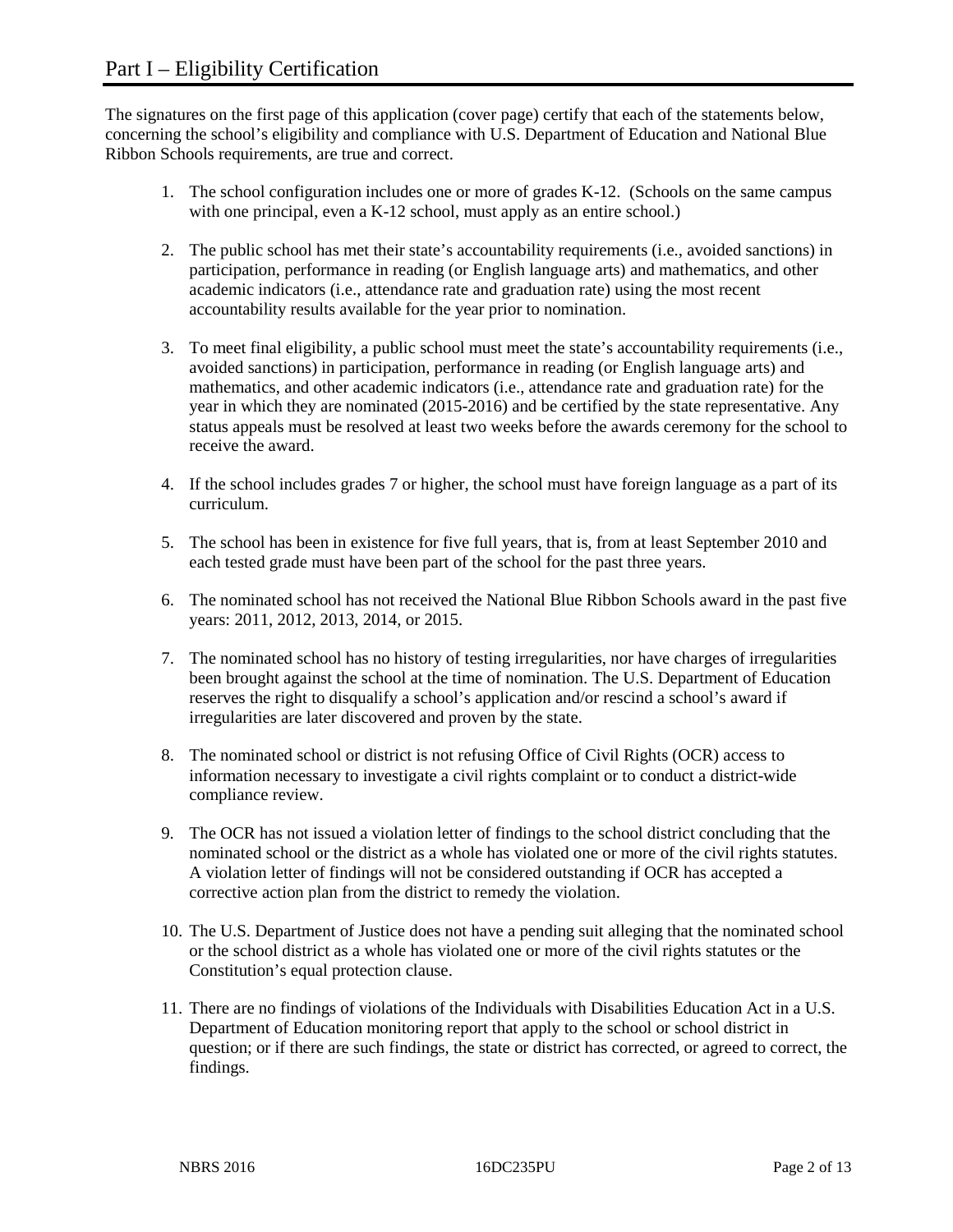# Part I – Eligibility Certification

The signatures on the first page of this application (cover page) certify that each of the statements below, concerning the school's eligibility and compliance with U.S. Department of Education and National Blue Ribbon Schools requirements, are true and correct.

1. The school configuration includes one or more of grades K-12. (Schools on the same campus with one principal, even a K-12 school, must apply as an entire school.)

2. The public school has met their state's accountability requirements (i.e., avoided sanctions) in participation, performance in reading (or English language arts) and mathematics, and other academic indicators (i.e., attendance rate and graduation rate) using the most recent accountability results available for the year prior to nomination.

3. To meet final eligibility, a public school must meet the state's accountability requirements (i.e., avoided sanctions) in participation, performance in reading (or English language arts) and mathematics, and other academic indicators (i.e., attendance rate and graduation rate) for the year in which they are nominated (2015-2016) and be certified by the state representative. Any status appeals must be resolved at least two weeks before the awards ceremony for the school to receive the award.

4. If the school includes grades 7 or higher, the school must have foreign language as a part of its curriculum.

5. The school has been in existence for five full years, that is, from at least September 2010 and each tested grade must have been part of the school for the past three years.

6. The nominated school has not received the National Blue Ribbon Schools award in the past five years: 2011, 2012, 2013, 2014, or 2015.

7. The nominated school has no history of testing irregularities, nor have charges of irregularities been brought against the school at the time of nomination. The U.S. Department of Education reserves the right to disqualify a school's application and/or rescind a school's award if irregularities are later discovered and proven by the state.

8. The nominated school or district is not refusing Office of Civil Rights (OCR) access to information necessary to investigate a civil rights complaint or to conduct a district-wide compliance review.

9. The OCR has not issued a violation letter of findings to the school district concluding that the nominated school or the district as a whole has violated one or more of the civil rights statutes. A violation letter of findings will not be considered outstanding if OCR has accepted a corrective action plan from the district to remedy the violation.

10. The U.S. Department of Justice does not have a pending suit alleging that the nominated school or the school district as a whole has violated one or more of the civil rights statutes or the Constitution's equal protection clause.

11. There are no findings of violations of the Individuals with Disabilities Education Act in a U.S. Department of Education monitoring report that apply to the school or school district in question; or if there are such findings, the state or district has corrected, or agreed to correct, the findings.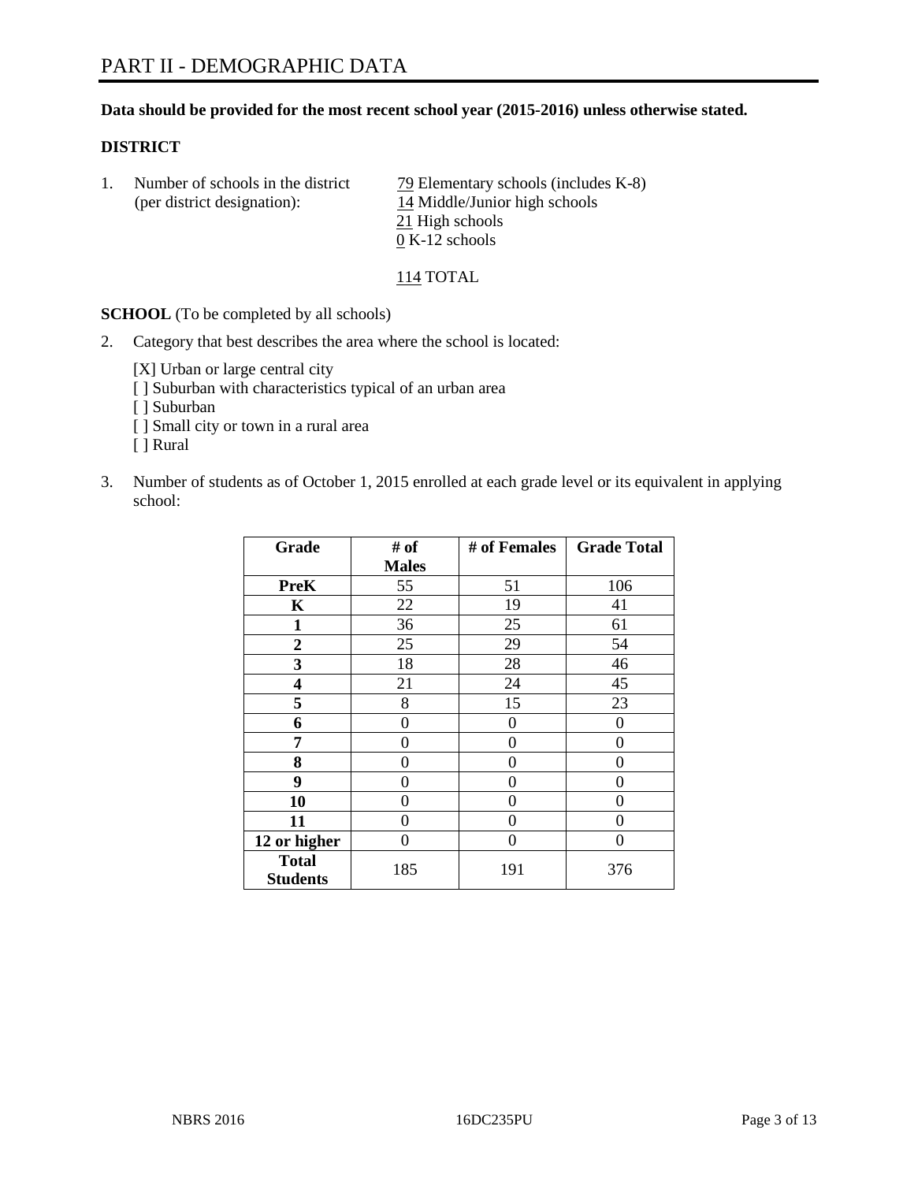# PART II - DEMOGRAPHIC DATA

**Data should be provided for the most recent school year (2015-2016) unless otherwise stated.**

**DISTRICT**

1. Number of schools in the district (per district designation):
   79 Elementary schools (includes K-8)
   14 Middle/Junior high schools
   21 High schools
   0 K-12 schools

   114 TOTAL

**SCHOOL** (To be completed by all schools)

2. Category that best describes the area where the school is located:

   [X] Urban or large central city
   [ ] Suburban with characteristics typical of an urban area
   [ ] Suburban
   [ ] Small city or town in a rural area
   [ ] Rural

3. Number of students as of October 1, 2015 enrolled at each grade level or its equivalent in applying school:

| Grade | # of Males | # of Females | Grade Total |
|---|---|---|---|
| **PreK** | 55 | 51 | 106 |
| **K** | 22 | 19 | 41 |
| **1** | 36 | 25 | 61 |
| **2** | 25 | 29 | 54 |
| **3** | 18 | 28 | 46 |
| **4** | 21 | 24 | 45 |
| **5** | 8 | 15 | 23 |
| **6** | 0 | 0 | 0 |
| **7** | 0 | 0 | 0 |
| **8** | 0 | 0 | 0 |
| **9** | 0 | 0 | 0 |
| **10** | 0 | 0 | 0 |
| **11** | 0 | 0 | 0 |
| **12 or higher** | 0 | 0 | 0 |
| **Total Students** | 185 | 191 | 376 |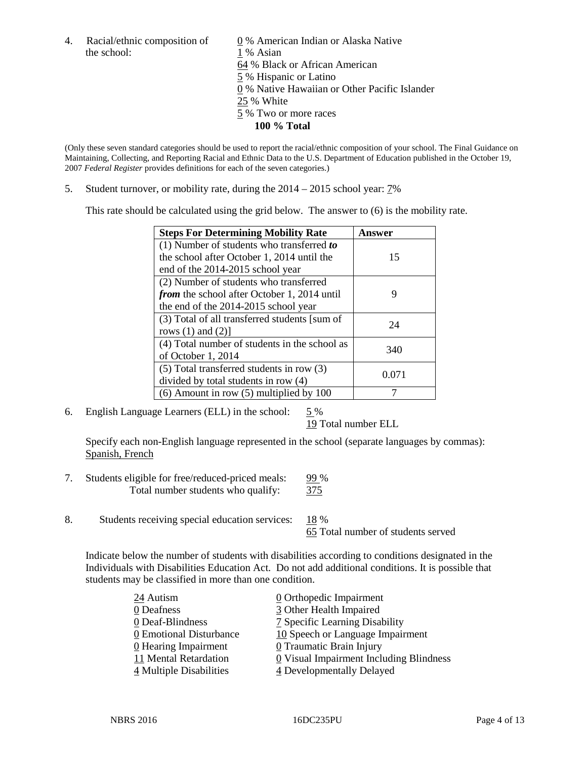4. Racial/ethnic composition of the school:

0 % American Indian or Alaska Native
1 % Asian
64 % Black or African American
5 % Hispanic or Latino
0 % Native Hawaiian or Other Pacific Islander
25 % White
5 % Two or more races
**100 % Total**

(Only these seven standard categories should be used to report the racial/ethnic composition of your school. The Final Guidance on Maintaining, Collecting, and Reporting Racial and Ethnic Data to the U.S. Department of Education published in the October 19, 2007 *Federal Register* provides definitions for each of the seven categories.)

5. Student turnover, or mobility rate, during the 2014 – 2015 school year: 7%

This rate should be calculated using the grid below. The answer to (6) is the mobility rate.

| **Steps For Determining Mobility Rate** | **Answer** |
|---|---|
| (1) Number of students who transferred ***to*** the school after October 1, 2014 until the end of the 2014-2015 school year | 15 |
| (2) Number of students who transferred ***from*** the school after October 1, 2014 until the end of the 2014-2015 school year | 9 |
| (3) Total of all transferred students [sum of rows (1) and (2)] | 24 |
| (4) Total number of students in the school as of October 1, 2014 | 340 |
| (5) Total transferred students in row (3) divided by total students in row (4) | 0.071 |
| (6) Amount in row (5) multiplied by 100 | 7 |

6. English Language Learners (ELL) in the school: 5 %
19 Total number ELL

Specify each non-English language represented in the school (separate languages by commas): Spanish, French

7. Students eligible for free/reduced-priced meals: 99 %
Total number students who qualify: 375

8. Students receiving special education services: 18 %
65 Total number of students served

Indicate below the number of students with disabilities according to conditions designated in the Individuals with Disabilities Education Act. Do not add additional conditions. It is possible that students may be classified in more than one condition.

24 Autism
0 Deafness
0 Deaf-Blindness
0 Emotional Disturbance
0 Hearing Impairment
11 Mental Retardation
4 Multiple Disabilities
0 Orthopedic Impairment
3 Other Health Impaired
7 Specific Learning Disability
10 Speech or Language Impairment
0 Traumatic Brain Injury
0 Visual Impairment Including Blindness
4 Developmentally Delayed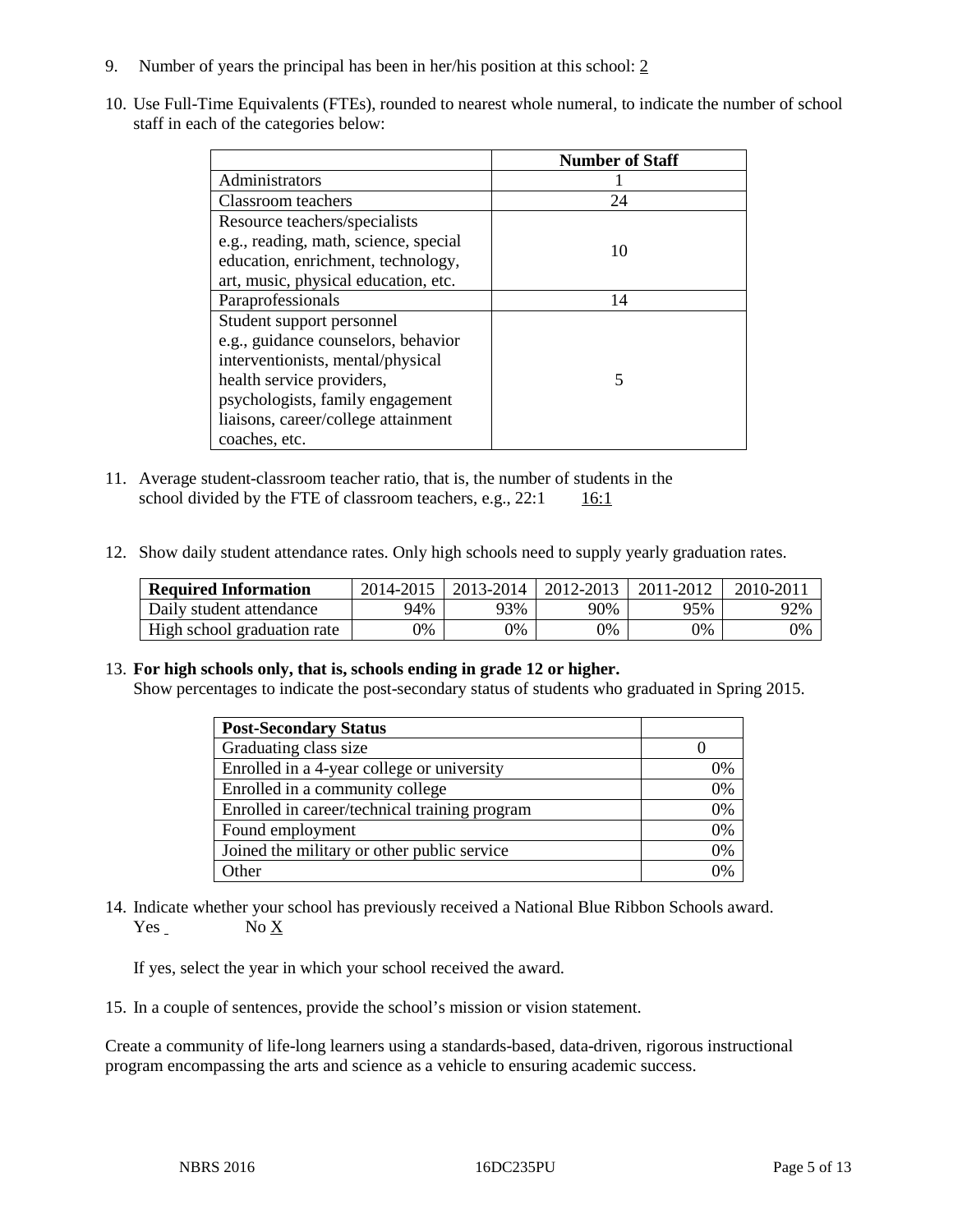9. Number of years the principal has been in her/his position at this school: 2

10. Use Full-Time Equivalents (FTEs), rounded to nearest whole numeral, to indicate the number of school staff in each of the categories below:

| | Number of Staff |
|---|---|
| Administrators | 1 |
| Classroom teachers | 24 |
| Resource teachers/specialists e.g., reading, math, science, special education, enrichment, technology, art, music, physical education, etc. | 10 |
| Paraprofessionals | 14 |
| Student support personnel e.g., guidance counselors, behavior interventionists, mental/physical health service providers, psychologists, family engagement liaisons, career/college attainment coaches, etc. | 5 |

11. Average student-classroom teacher ratio, that is, the number of students in the school divided by the FTE of classroom teachers, e.g., 22:1 16:1

12. Show daily student attendance rates. Only high schools need to supply yearly graduation rates.

| Required Information | 2014-2015 | 2013-2014 | 2012-2013 | 2011-2012 | 2010-2011 |
|---|---|---|---|---|---|
| Daily student attendance | 94% | 93% | 90% | 95% | 92% |
| High school graduation rate | 0% | 0% | 0% | 0% | 0% |

13. **For high schools only, that is, schools ending in grade 12 or higher.**
Show percentages to indicate the post-secondary status of students who graduated in Spring 2015.

| Post-Secondary Status | |
|---|---|
| Graduating class size | 0 |
| Enrolled in a 4-year college or university | 0% |
| Enrolled in a community college | 0% |
| Enrolled in career/technical training program | 0% |
| Found employment | 0% |
| Joined the military or other public service | 0% |
| Other | 0% |

14. Indicate whether your school has previously received a National Blue Ribbon Schools award.
Yes No X

If yes, select the year in which your school received the award.

15. In a couple of sentences, provide the school's mission or vision statement.

Create a community of life-long learners using a standards-based, data-driven, rigorous instructional program encompassing the arts and science as a vehicle to ensuring academic success.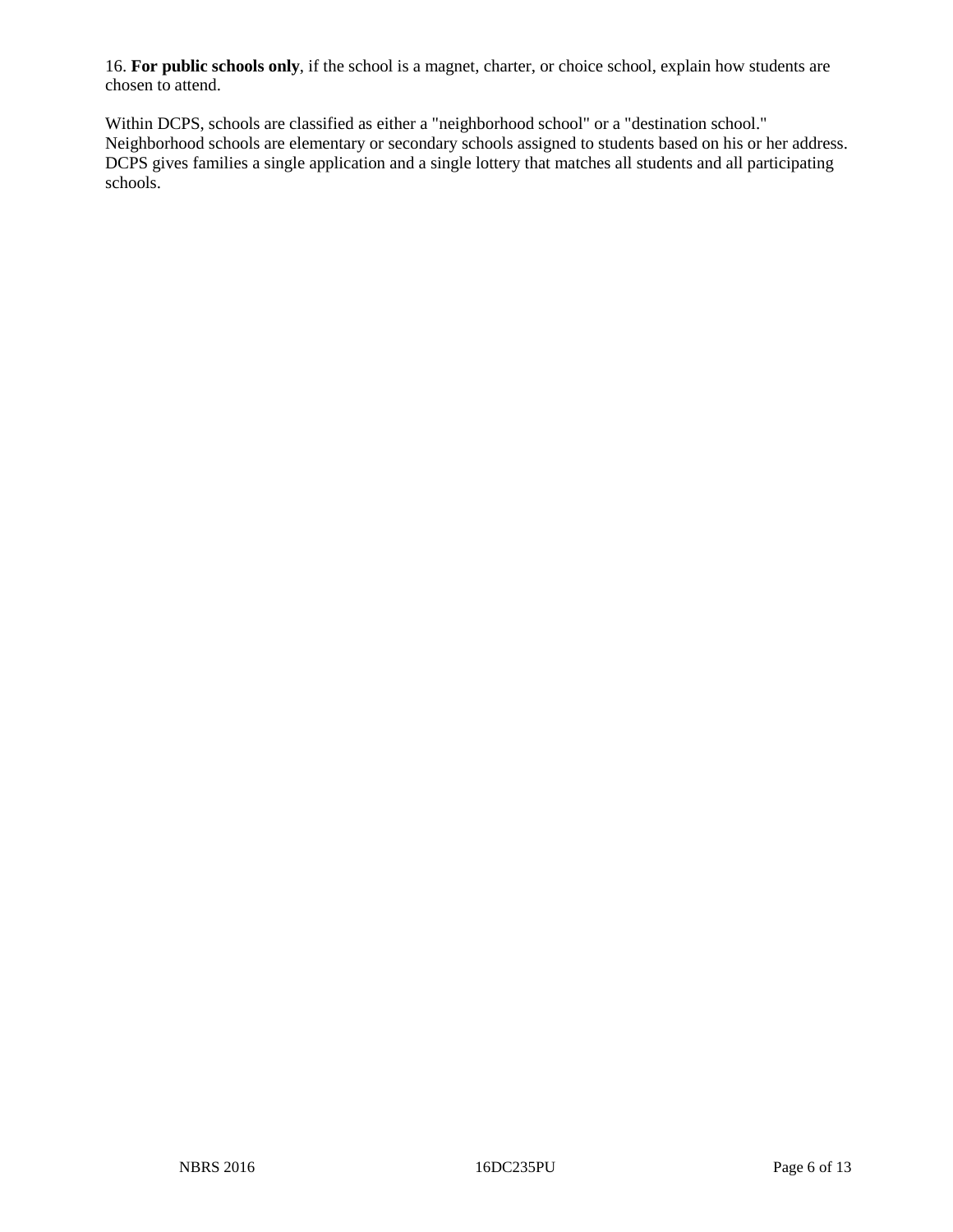16. **For public schools only**, if the school is a magnet, charter, or choice school, explain how students are chosen to attend.

Within DCPS, schools are classified as either a "neighborhood school" or a "destination school." Neighborhood schools are elementary or secondary schools assigned to students based on his or her address. DCPS gives families a single application and a single lottery that matches all students and all participating schools.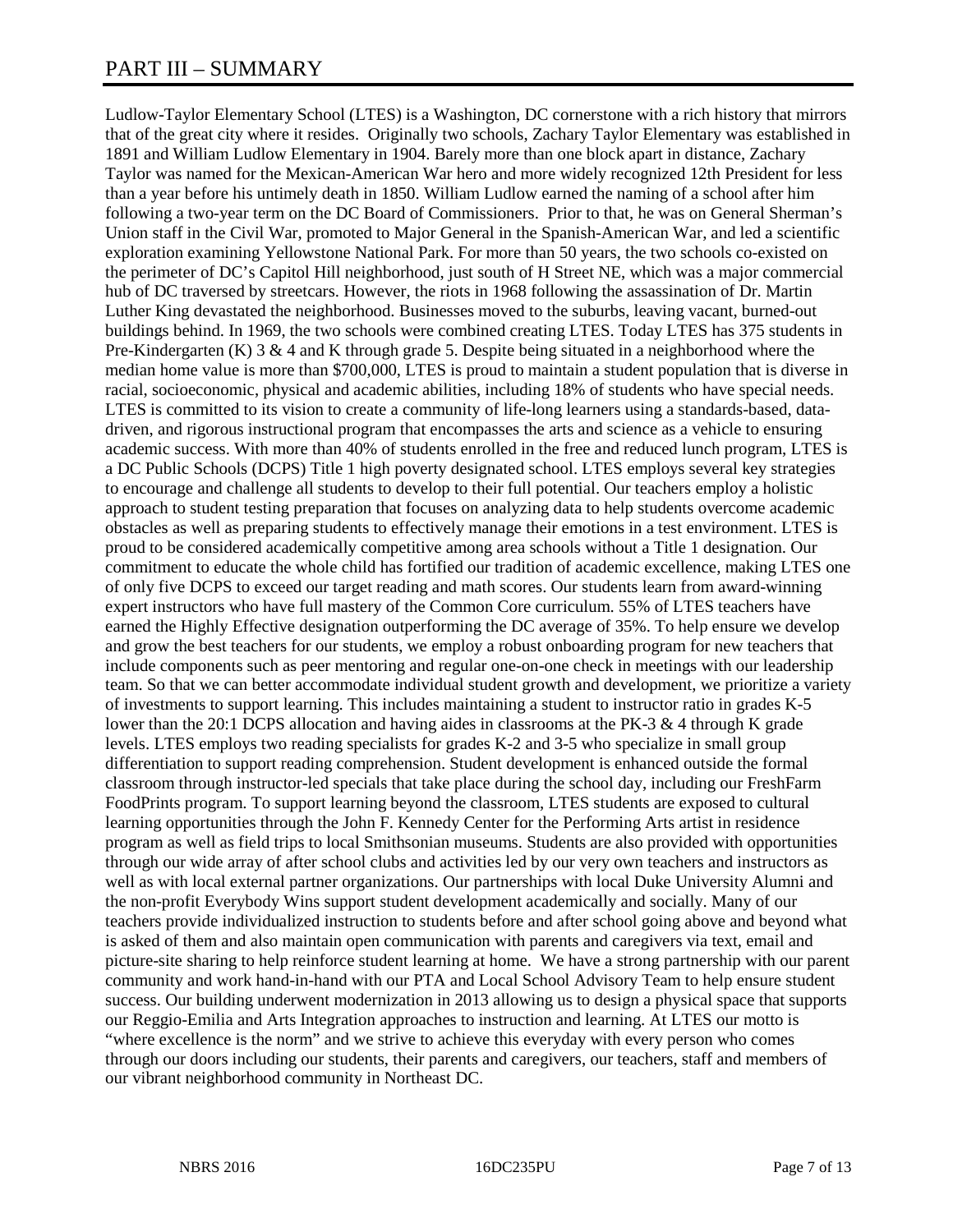# PART III – SUMMARY

Ludlow-Taylor Elementary School (LTES) is a Washington, DC cornerstone with a rich history that mirrors that of the great city where it resides. Originally two schools, Zachary Taylor Elementary was established in 1891 and William Ludlow Elementary in 1904. Barely more than one block apart in distance, Zachary Taylor was named for the Mexican-American War hero and more widely recognized 12th President for less than a year before his untimely death in 1850. William Ludlow earned the naming of a school after him following a two-year term on the DC Board of Commissioners. Prior to that, he was on General Sherman's Union staff in the Civil War, promoted to Major General in the Spanish-American War, and led a scientific exploration examining Yellowstone National Park. For more than 50 years, the two schools co-existed on the perimeter of DC's Capitol Hill neighborhood, just south of H Street NE, which was a major commercial hub of DC traversed by streetcars. However, the riots in 1968 following the assassination of Dr. Martin Luther King devastated the neighborhood. Businesses moved to the suburbs, leaving vacant, burned-out buildings behind. In 1969, the two schools were combined creating LTES. Today LTES has 375 students in Pre-Kindergarten (K) 3 & 4 and K through grade 5. Despite being situated in a neighborhood where the median home value is more than $700,000, LTES is proud to maintain a student population that is diverse in racial, socioeconomic, physical and academic abilities, including 18% of students who have special needs. LTES is committed to its vision to create a community of life-long learners using a standards-based, data-driven, and rigorous instructional program that encompasses the arts and science as a vehicle to ensuring academic success. With more than 40% of students enrolled in the free and reduced lunch program, LTES is a DC Public Schools (DCPS) Title 1 high poverty designated school. LTES employs several key strategies to encourage and challenge all students to develop to their full potential. Our teachers employ a holistic approach to student testing preparation that focuses on analyzing data to help students overcome academic obstacles as well as preparing students to effectively manage their emotions in a test environment. LTES is proud to be considered academically competitive among area schools without a Title 1 designation. Our commitment to educate the whole child has fortified our tradition of academic excellence, making LTES one of only five DCPS to exceed our target reading and math scores. Our students learn from award-winning expert instructors who have full mastery of the Common Core curriculum. 55% of LTES teachers have earned the Highly Effective designation outperforming the DC average of 35%. To help ensure we develop and grow the best teachers for our students, we employ a robust onboarding program for new teachers that include components such as peer mentoring and regular one-on-one check in meetings with our leadership team. So that we can better accommodate individual student growth and development, we prioritize a variety of investments to support learning. This includes maintaining a student to instructor ratio in grades K-5 lower than the 20:1 DCPS allocation and having aides in classrooms at the PK-3 & 4 through K grade levels. LTES employs two reading specialists for grades K-2 and 3-5 who specialize in small group differentiation to support reading comprehension. Student development is enhanced outside the formal classroom through instructor-led specials that take place during the school day, including our FreshFarm FoodPrints program. To support learning beyond the classroom, LTES students are exposed to cultural learning opportunities through the John F. Kennedy Center for the Performing Arts artist in residence program as well as field trips to local Smithsonian museums. Students are also provided with opportunities through our wide array of after school clubs and activities led by our very own teachers and instructors as well as with local external partner organizations. Our partnerships with local Duke University Alumni and the non-profit Everybody Wins support student development academically and socially. Many of our teachers provide individualized instruction to students before and after school going above and beyond what is asked of them and also maintain open communication with parents and caregivers via text, email and picture-site sharing to help reinforce student learning at home. We have a strong partnership with our parent community and work hand-in-hand with our PTA and Local School Advisory Team to help ensure student success. Our building underwent modernization in 2013 allowing us to design a physical space that supports our Reggio-Emilia and Arts Integration approaches to instruction and learning. At LTES our motto is "where excellence is the norm" and we strive to achieve this everyday with every person who comes through our doors including our students, their parents and caregivers, our teachers, staff and members of our vibrant neighborhood community in Northeast DC.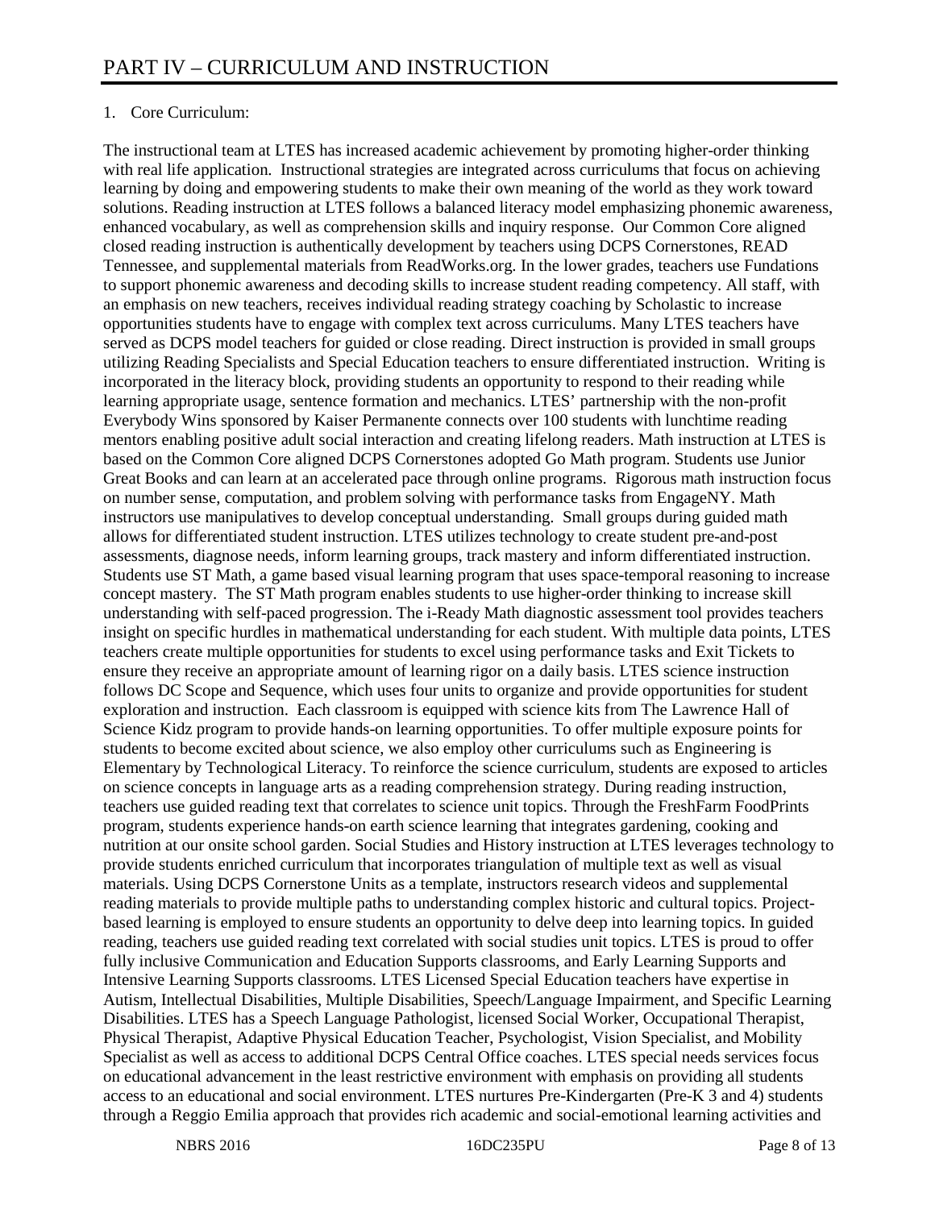# PART IV – CURRICULUM AND INSTRUCTION

1. Core Curriculum:

The instructional team at LTES has increased academic achievement by promoting higher-order thinking with real life application. Instructional strategies are integrated across curriculums that focus on achieving learning by doing and empowering students to make their own meaning of the world as they work toward solutions. Reading instruction at LTES follows a balanced literacy model emphasizing phonemic awareness, enhanced vocabulary, as well as comprehension skills and inquiry response. Our Common Core aligned closed reading instruction is authentically development by teachers using DCPS Cornerstones, READ Tennessee, and supplemental materials from ReadWorks.org. In the lower grades, teachers use Fundations to support phonemic awareness and decoding skills to increase student reading competency. All staff, with an emphasis on new teachers, receives individual reading strategy coaching by Scholastic to increase opportunities students have to engage with complex text across curriculums. Many LTES teachers have served as DCPS model teachers for guided or close reading. Direct instruction is provided in small groups utilizing Reading Specialists and Special Education teachers to ensure differentiated instruction. Writing is incorporated in the literacy block, providing students an opportunity to respond to their reading while learning appropriate usage, sentence formation and mechanics. LTES' partnership with the non-profit Everybody Wins sponsored by Kaiser Permanente connects over 100 students with lunchtime reading mentors enabling positive adult social interaction and creating lifelong readers. Math instruction at LTES is based on the Common Core aligned DCPS Cornerstones adopted Go Math program. Students use Junior Great Books and can learn at an accelerated pace through online programs. Rigorous math instruction focus on number sense, computation, and problem solving with performance tasks from EngageNY. Math instructors use manipulatives to develop conceptual understanding. Small groups during guided math allows for differentiated student instruction. LTES utilizes technology to create student pre-and-post assessments, diagnose needs, inform learning groups, track mastery and inform differentiated instruction. Students use ST Math, a game based visual learning program that uses space-temporal reasoning to increase concept mastery. The ST Math program enables students to use higher-order thinking to increase skill understanding with self-paced progression. The i-Ready Math diagnostic assessment tool provides teachers insight on specific hurdles in mathematical understanding for each student. With multiple data points, LTES teachers create multiple opportunities for students to excel using performance tasks and Exit Tickets to ensure they receive an appropriate amount of learning rigor on a daily basis. LTES science instruction follows DC Scope and Sequence, which uses four units to organize and provide opportunities for student exploration and instruction. Each classroom is equipped with science kits from The Lawrence Hall of Science Kidz program to provide hands-on learning opportunities. To offer multiple exposure points for students to become excited about science, we also employ other curriculums such as Engineering is Elementary by Technological Literacy. To reinforce the science curriculum, students are exposed to articles on science concepts in language arts as a reading comprehension strategy. During reading instruction, teachers use guided reading text that correlates to science unit topics. Through the FreshFarm FoodPrints program, students experience hands-on earth science learning that integrates gardening, cooking and nutrition at our onsite school garden. Social Studies and History instruction at LTES leverages technology to provide students enriched curriculum that incorporates triangulation of multiple text as well as visual materials. Using DCPS Cornerstone Units as a template, instructors research videos and supplemental reading materials to provide multiple paths to understanding complex historic and cultural topics. Project-based learning is employed to ensure students an opportunity to delve deep into learning topics. In guided reading, teachers use guided reading text correlated with social studies unit topics. LTES is proud to offer fully inclusive Communication and Education Supports classrooms, and Early Learning Supports and Intensive Learning Supports classrooms. LTES Licensed Special Education teachers have expertise in Autism, Intellectual Disabilities, Multiple Disabilities, Speech/Language Impairment, and Specific Learning Disabilities. LTES has a Speech Language Pathologist, licensed Social Worker, Occupational Therapist, Physical Therapist, Adaptive Physical Education Teacher, Psychologist, Vision Specialist, and Mobility Specialist as well as access to additional DCPS Central Office coaches. LTES special needs services focus on educational advancement in the least restrictive environment with emphasis on providing all students access to an educational and social environment. LTES nurtures Pre-Kindergarten (Pre-K 3 and 4) students through a Reggio Emilia approach that provides rich academic and social-emotional learning activities and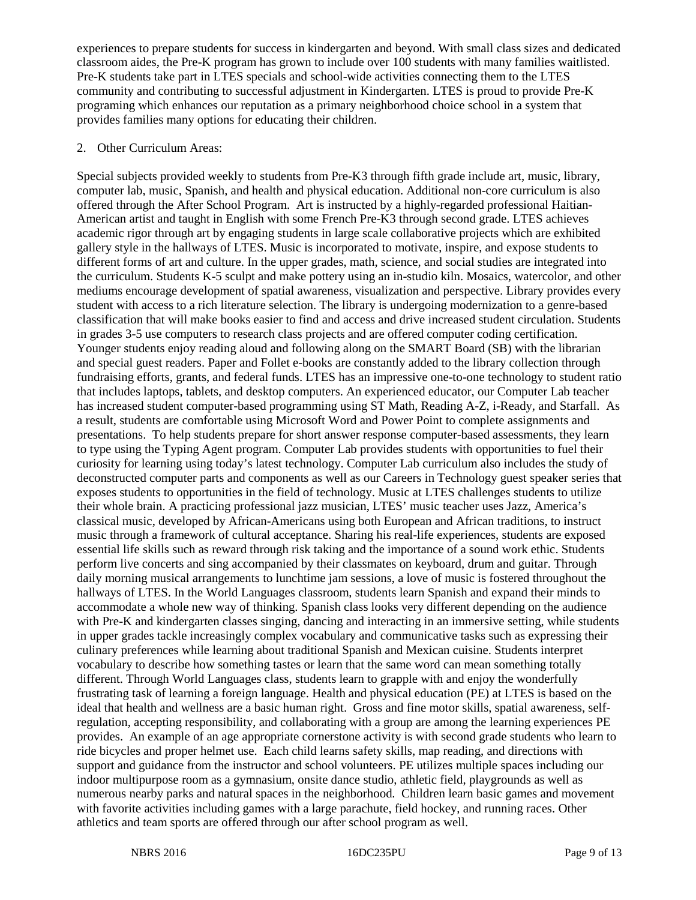experiences to prepare students for success in kindergarten and beyond. With small class sizes and dedicated classroom aides, the Pre-K program has grown to include over 100 students with many families waitlisted. Pre-K students take part in LTES specials and school-wide activities connecting them to the LTES community and contributing to successful adjustment in Kindergarten. LTES is proud to provide Pre-K programing which enhances our reputation as a primary neighborhood choice school in a system that provides families many options for educating their children.

2. Other Curriculum Areas:

Special subjects provided weekly to students from Pre-K3 through fifth grade include art, music, library, computer lab, music, Spanish, and health and physical education. Additional non-core curriculum is also offered through the After School Program. Art is instructed by a highly-regarded professional Haitian-American artist and taught in English with some French Pre-K3 through second grade. LTES achieves academic rigor through art by engaging students in large scale collaborative projects which are exhibited gallery style in the hallways of LTES. Music is incorporated to motivate, inspire, and expose students to different forms of art and culture. In the upper grades, math, science, and social studies are integrated into the curriculum. Students K-5 sculpt and make pottery using an in-studio kiln. Mosaics, watercolor, and other mediums encourage development of spatial awareness, visualization and perspective. Library provides every student with access to a rich literature selection. The library is undergoing modernization to a genre-based classification that will make books easier to find and access and drive increased student circulation. Students in grades 3-5 use computers to research class projects and are offered computer coding certification. Younger students enjoy reading aloud and following along on the SMART Board (SB) with the librarian and special guest readers. Paper and Follet e-books are constantly added to the library collection through fundraising efforts, grants, and federal funds. LTES has an impressive one-to-one technology to student ratio that includes laptops, tablets, and desktop computers. An experienced educator, our Computer Lab teacher has increased student computer-based programming using ST Math, Reading A-Z, i-Ready, and Starfall. As a result, students are comfortable using Microsoft Word and Power Point to complete assignments and presentations. To help students prepare for short answer response computer-based assessments, they learn to type using the Typing Agent program. Computer Lab provides students with opportunities to fuel their curiosity for learning using today's latest technology. Computer Lab curriculum also includes the study of deconstructed computer parts and components as well as our Careers in Technology guest speaker series that exposes students to opportunities in the field of technology. Music at LTES challenges students to utilize their whole brain. A practicing professional jazz musician, LTES' music teacher uses Jazz, America's classical music, developed by African-Americans using both European and African traditions, to instruct music through a framework of cultural acceptance. Sharing his real-life experiences, students are exposed essential life skills such as reward through risk taking and the importance of a sound work ethic. Students perform live concerts and sing accompanied by their classmates on keyboard, drum and guitar. Through daily morning musical arrangements to lunchtime jam sessions, a love of music is fostered throughout the hallways of LTES. In the World Languages classroom, students learn Spanish and expand their minds to accommodate a whole new way of thinking. Spanish class looks very different depending on the audience with Pre-K and kindergarten classes singing, dancing and interacting in an immersive setting, while students in upper grades tackle increasingly complex vocabulary and communicative tasks such as expressing their culinary preferences while learning about traditional Spanish and Mexican cuisine. Students interpret vocabulary to describe how something tastes or learn that the same word can mean something totally different. Through World Languages class, students learn to grapple with and enjoy the wonderfully frustrating task of learning a foreign language. Health and physical education (PE) at LTES is based on the ideal that health and wellness are a basic human right. Gross and fine motor skills, spatial awareness, self-regulation, accepting responsibility, and collaborating with a group are among the learning experiences PE provides. An example of an age appropriate cornerstone activity is with second grade students who learn to ride bicycles and proper helmet use. Each child learns safety skills, map reading, and directions with support and guidance from the instructor and school volunteers. PE utilizes multiple spaces including our indoor multipurpose room as a gymnasium, onsite dance studio, athletic field, playgrounds as well as numerous nearby parks and natural spaces in the neighborhood. Children learn basic games and movement with favorite activities including games with a large parachute, field hockey, and running races. Other athletics and team sports are offered through our after school program as well.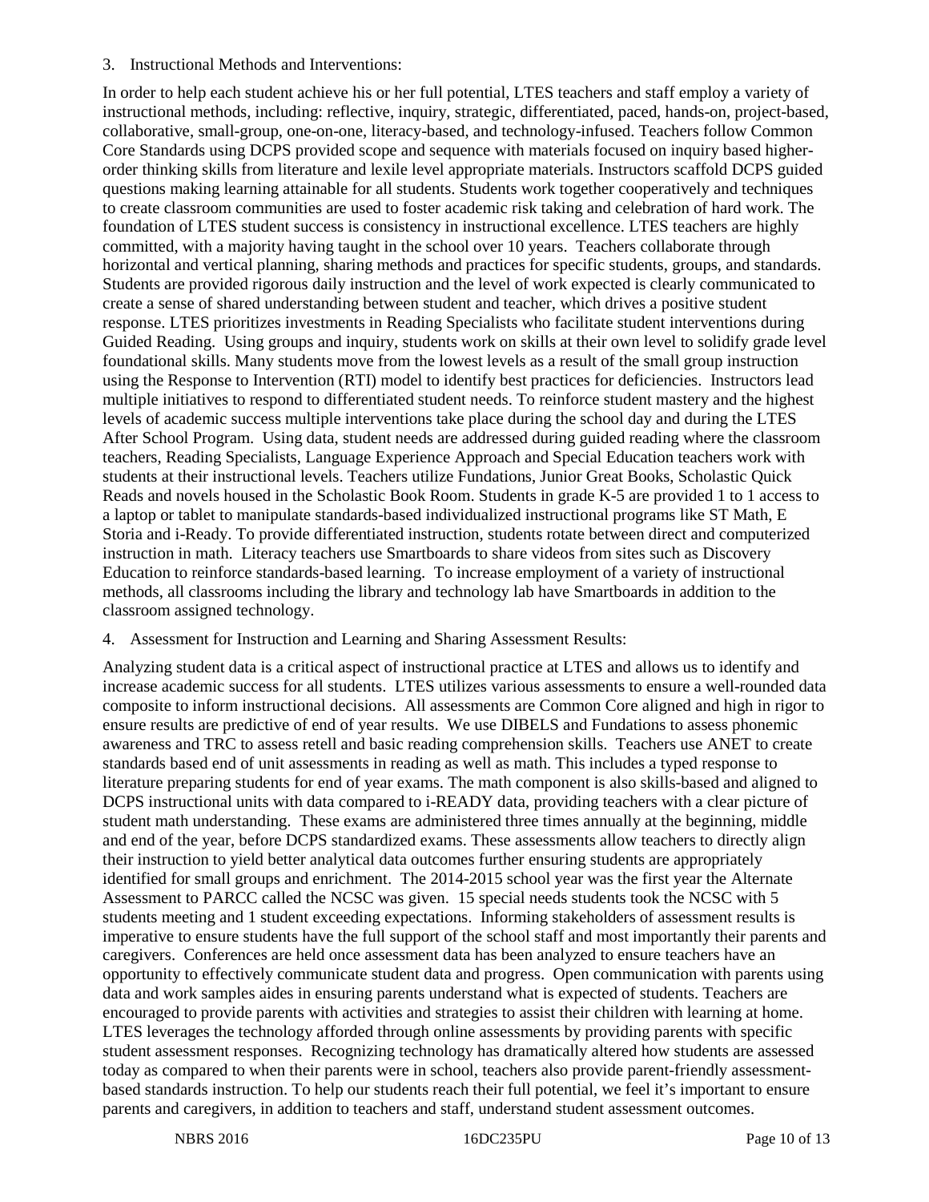3. Instructional Methods and Interventions:

In order to help each student achieve his or her full potential, LTES teachers and staff employ a variety of instructional methods, including: reflective, inquiry, strategic, differentiated, paced, hands-on, project-based, collaborative, small-group, one-on-one, literacy-based, and technology-infused. Teachers follow Common Core Standards using DCPS provided scope and sequence with materials focused on inquiry based higher-order thinking skills from literature and lexile level appropriate materials. Instructors scaffold DCPS guided questions making learning attainable for all students. Students work together cooperatively and techniques to create classroom communities are used to foster academic risk taking and celebration of hard work. The foundation of LTES student success is consistency in instructional excellence. LTES teachers are highly committed, with a majority having taught in the school over 10 years. Teachers collaborate through horizontal and vertical planning, sharing methods and practices for specific students, groups, and standards. Students are provided rigorous daily instruction and the level of work expected is clearly communicated to create a sense of shared understanding between student and teacher, which drives a positive student response. LTES prioritizes investments in Reading Specialists who facilitate student interventions during Guided Reading. Using groups and inquiry, students work on skills at their own level to solidify grade level foundational skills. Many students move from the lowest levels as a result of the small group instruction using the Response to Intervention (RTI) model to identify best practices for deficiencies. Instructors lead multiple initiatives to respond to differentiated student needs. To reinforce student mastery and the highest levels of academic success multiple interventions take place during the school day and during the LTES After School Program. Using data, student needs are addressed during guided reading where the classroom teachers, Reading Specialists, Language Experience Approach and Special Education teachers work with students at their instructional levels. Teachers utilize Fundations, Junior Great Books, Scholastic Quick Reads and novels housed in the Scholastic Book Room. Students in grade K-5 are provided 1 to 1 access to a laptop or tablet to manipulate standards-based individualized instructional programs like ST Math, E Storia and i-Ready. To provide differentiated instruction, students rotate between direct and computerized instruction in math. Literacy teachers use Smartboards to share videos from sites such as Discovery Education to reinforce standards-based learning. To increase employment of a variety of instructional methods, all classrooms including the library and technology lab have Smartboards in addition to the classroom assigned technology.

4. Assessment for Instruction and Learning and Sharing Assessment Results:

Analyzing student data is a critical aspect of instructional practice at LTES and allows us to identify and increase academic success for all students. LTES utilizes various assessments to ensure a well-rounded data composite to inform instructional decisions. All assessments are Common Core aligned and high in rigor to ensure results are predictive of end of year results. We use DIBELS and Fundations to assess phonemic awareness and TRC to assess retell and basic reading comprehension skills. Teachers use ANET to create standards based end of unit assessments in reading as well as math. This includes a typed response to literature preparing students for end of year exams. The math component is also skills-based and aligned to DCPS instructional units with data compared to i-READY data, providing teachers with a clear picture of student math understanding. These exams are administered three times annually at the beginning, middle and end of the year, before DCPS standardized exams. These assessments allow teachers to directly align their instruction to yield better analytical data outcomes further ensuring students are appropriately identified for small groups and enrichment. The 2014-2015 school year was the first year the Alternate Assessment to PARCC called the NCSC was given. 15 special needs students took the NCSC with 5 students meeting and 1 student exceeding expectations. Informing stakeholders of assessment results is imperative to ensure students have the full support of the school staff and most importantly their parents and caregivers. Conferences are held once assessment data has been analyzed to ensure teachers have an opportunity to effectively communicate student data and progress. Open communication with parents using data and work samples aides in ensuring parents understand what is expected of students. Teachers are encouraged to provide parents with activities and strategies to assist their children with learning at home. LTES leverages the technology afforded through online assessments by providing parents with specific student assessment responses. Recognizing technology has dramatically altered how students are assessed today as compared to when their parents were in school, teachers also provide parent-friendly assessment-based standards instruction. To help our students reach their full potential, we feel it's important to ensure parents and caregivers, in addition to teachers and staff, understand student assessment outcomes.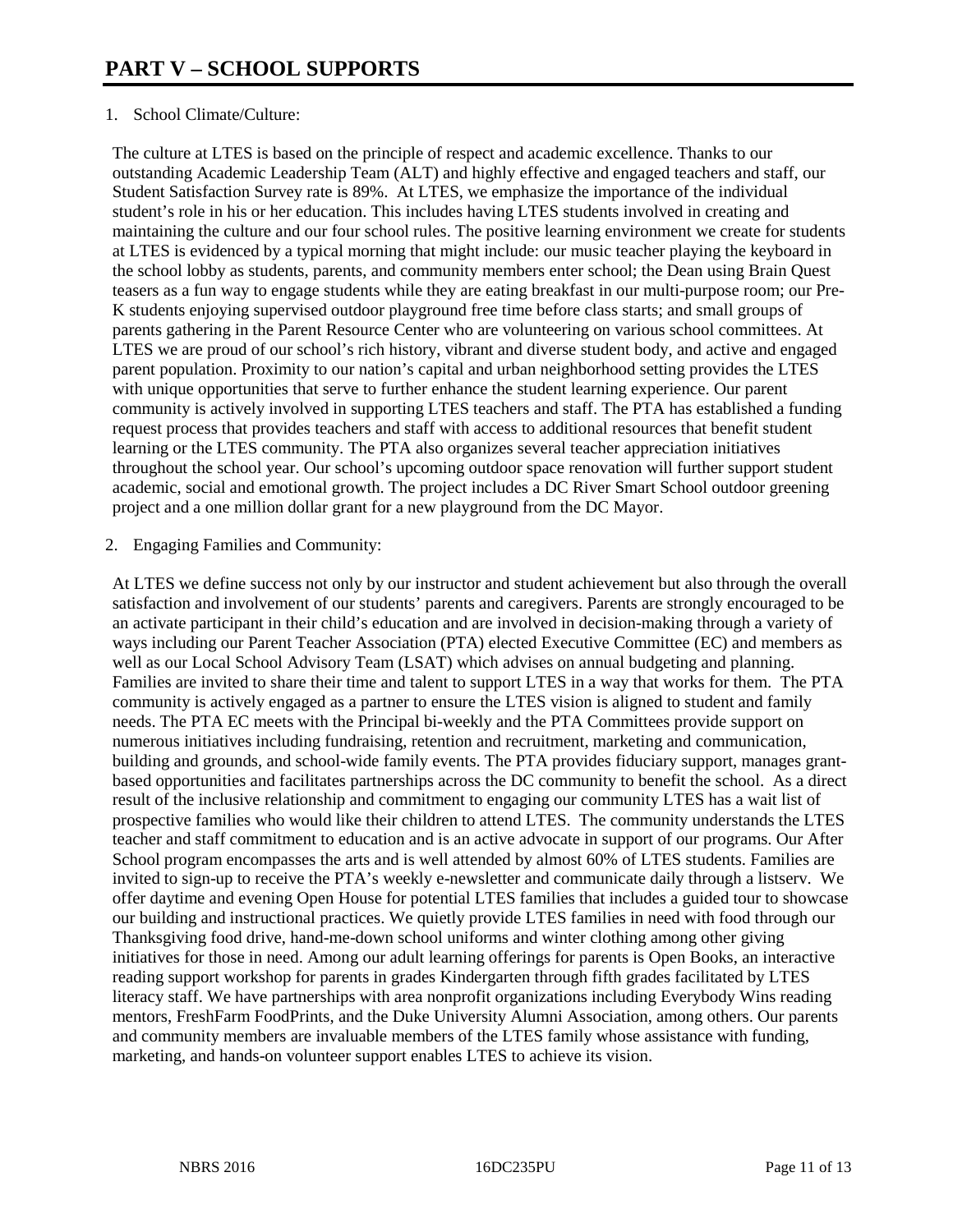# PART V – SCHOOL SUPPORTS

1. School Climate/Culture:

The culture at LTES is based on the principle of respect and academic excellence. Thanks to our outstanding Academic Leadership Team (ALT) and highly effective and engaged teachers and staff, our Student Satisfaction Survey rate is 89%. At LTES, we emphasize the importance of the individual student's role in his or her education. This includes having LTES students involved in creating and maintaining the culture and our four school rules. The positive learning environment we create for students at LTES is evidenced by a typical morning that might include: our music teacher playing the keyboard in the school lobby as students, parents, and community members enter school; the Dean using Brain Quest teasers as a fun way to engage students while they are eating breakfast in our multi-purpose room; our Pre-K students enjoying supervised outdoor playground free time before class starts; and small groups of parents gathering in the Parent Resource Center who are volunteering on various school committees. At LTES we are proud of our school's rich history, vibrant and diverse student body, and active and engaged parent population. Proximity to our nation's capital and urban neighborhood setting provides the LTES with unique opportunities that serve to further enhance the student learning experience. Our parent community is actively involved in supporting LTES teachers and staff. The PTA has established a funding request process that provides teachers and staff with access to additional resources that benefit student learning or the LTES community. The PTA also organizes several teacher appreciation initiatives throughout the school year. Our school's upcoming outdoor space renovation will further support student academic, social and emotional growth. The project includes a DC River Smart School outdoor greening project and a one million dollar grant for a new playground from the DC Mayor.

2. Engaging Families and Community:

At LTES we define success not only by our instructor and student achievement but also through the overall satisfaction and involvement of our students' parents and caregivers. Parents are strongly encouraged to be an activate participant in their child's education and are involved in decision-making through a variety of ways including our Parent Teacher Association (PTA) elected Executive Committee (EC) and members as well as our Local School Advisory Team (LSAT) which advises on annual budgeting and planning. Families are invited to share their time and talent to support LTES in a way that works for them. The PTA community is actively engaged as a partner to ensure the LTES vision is aligned to student and family needs. The PTA EC meets with the Principal bi-weekly and the PTA Committees provide support on numerous initiatives including fundraising, retention and recruitment, marketing and communication, building and grounds, and school-wide family events. The PTA provides fiduciary support, manages grant-based opportunities and facilitates partnerships across the DC community to benefit the school. As a direct result of the inclusive relationship and commitment to engaging our community LTES has a wait list of prospective families who would like their children to attend LTES. The community understands the LTES teacher and staff commitment to education and is an active advocate in support of our programs. Our After School program encompasses the arts and is well attended by almost 60% of LTES students. Families are invited to sign-up to receive the PTA's weekly e-newsletter and communicate daily through a listserv. We offer daytime and evening Open House for potential LTES families that includes a guided tour to showcase our building and instructional practices. We quietly provide LTES families in need with food through our Thanksgiving food drive, hand-me-down school uniforms and winter clothing among other giving initiatives for those in need. Among our adult learning offerings for parents is Open Books, an interactive reading support workshop for parents in grades Kindergarten through fifth grades facilitated by LTES literacy staff. We have partnerships with area nonprofit organizations including Everybody Wins reading mentors, FreshFarm FoodPrints, and the Duke University Alumni Association, among others. Our parents and community members are invaluable members of the LTES family whose assistance with funding, marketing, and hands-on volunteer support enables LTES to achieve its vision.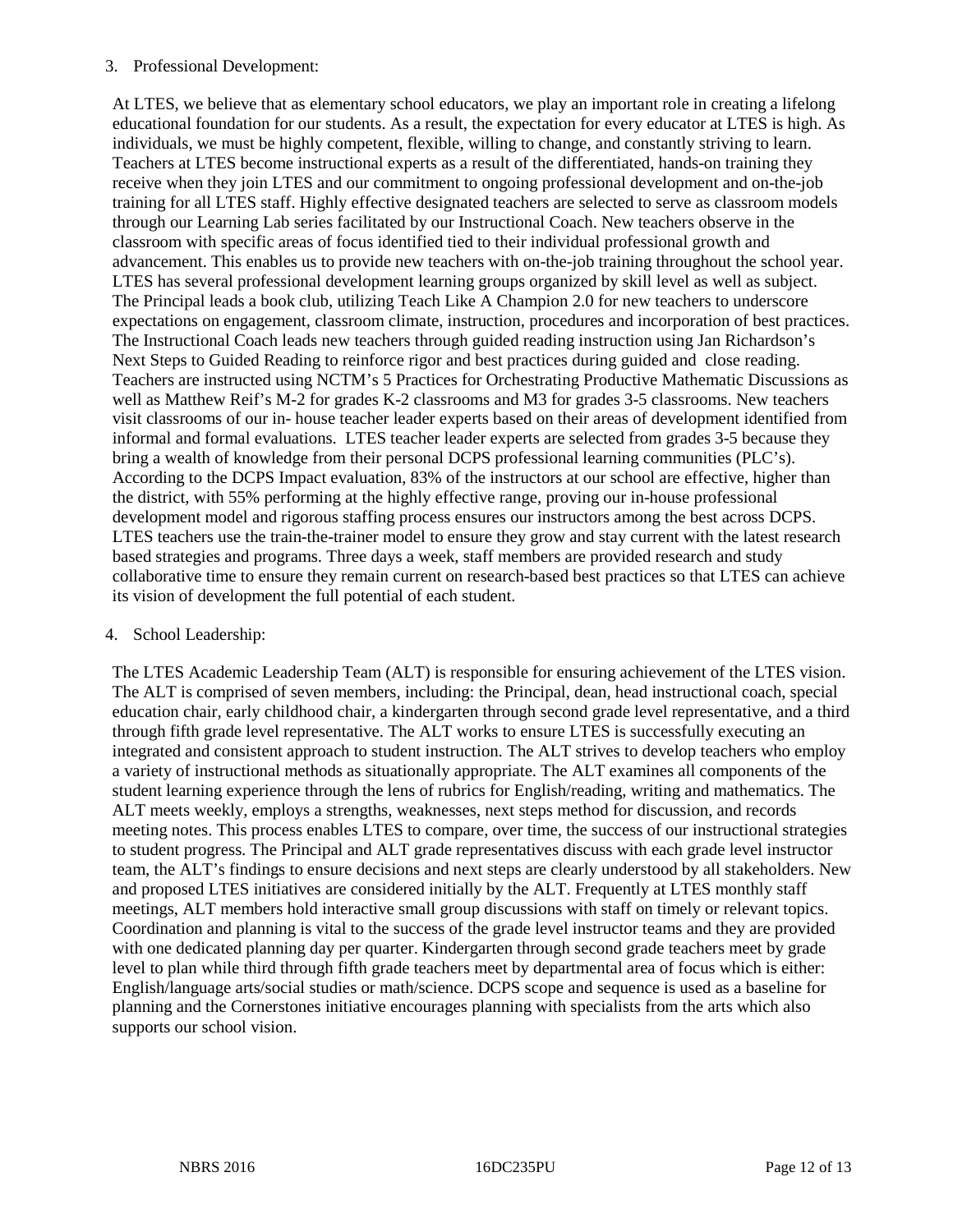3. Professional Development:

At LTES, we believe that as elementary school educators, we play an important role in creating a lifelong educational foundation for our students. As a result, the expectation for every educator at LTES is high. As individuals, we must be highly competent, flexible, willing to change, and constantly striving to learn. Teachers at LTES become instructional experts as a result of the differentiated, hands-on training they receive when they join LTES and our commitment to ongoing professional development and on-the-job training for all LTES staff. Highly effective designated teachers are selected to serve as classroom models through our Learning Lab series facilitated by our Instructional Coach. New teachers observe in the classroom with specific areas of focus identified tied to their individual professional growth and advancement. This enables us to provide new teachers with on-the-job training throughout the school year. LTES has several professional development learning groups organized by skill level as well as subject. The Principal leads a book club, utilizing Teach Like A Champion 2.0 for new teachers to underscore expectations on engagement, classroom climate, instruction, procedures and incorporation of best practices. The Instructional Coach leads new teachers through guided reading instruction using Jan Richardson's Next Steps to Guided Reading to reinforce rigor and best practices during guided and close reading. Teachers are instructed using NCTM's 5 Practices for Orchestrating Productive Mathematic Discussions as well as Matthew Reif's M-2 for grades K-2 classrooms and M3 for grades 3-5 classrooms. New teachers visit classrooms of our in- house teacher leader experts based on their areas of development identified from informal and formal evaluations. LTES teacher leader experts are selected from grades 3-5 because they bring a wealth of knowledge from their personal DCPS professional learning communities (PLC's). According to the DCPS Impact evaluation, 83% of the instructors at our school are effective, higher than the district, with 55% performing at the highly effective range, proving our in-house professional development model and rigorous staffing process ensures our instructors among the best across DCPS. LTES teachers use the train-the-trainer model to ensure they grow and stay current with the latest research based strategies and programs. Three days a week, staff members are provided research and study collaborative time to ensure they remain current on research-based best practices so that LTES can achieve its vision of development the full potential of each student.

4. School Leadership:

The LTES Academic Leadership Team (ALT) is responsible for ensuring achievement of the LTES vision. The ALT is comprised of seven members, including: the Principal, dean, head instructional coach, special education chair, early childhood chair, a kindergarten through second grade level representative, and a third through fifth grade level representative. The ALT works to ensure LTES is successfully executing an integrated and consistent approach to student instruction. The ALT strives to develop teachers who employ a variety of instructional methods as situationally appropriate. The ALT examines all components of the student learning experience through the lens of rubrics for English/reading, writing and mathematics. The ALT meets weekly, employs a strengths, weaknesses, next steps method for discussion, and records meeting notes. This process enables LTES to compare, over time, the success of our instructional strategies to student progress. The Principal and ALT grade representatives discuss with each grade level instructor team, the ALT's findings to ensure decisions and next steps are clearly understood by all stakeholders. New and proposed LTES initiatives are considered initially by the ALT. Frequently at LTES monthly staff meetings, ALT members hold interactive small group discussions with staff on timely or relevant topics. Coordination and planning is vital to the success of the grade level instructor teams and they are provided with one dedicated planning day per quarter. Kindergarten through second grade teachers meet by grade level to plan while third through fifth grade teachers meet by departmental area of focus which is either: English/language arts/social studies or math/science. DCPS scope and sequence is used as a baseline for planning and the Cornerstones initiative encourages planning with specialists from the arts which also supports our school vision.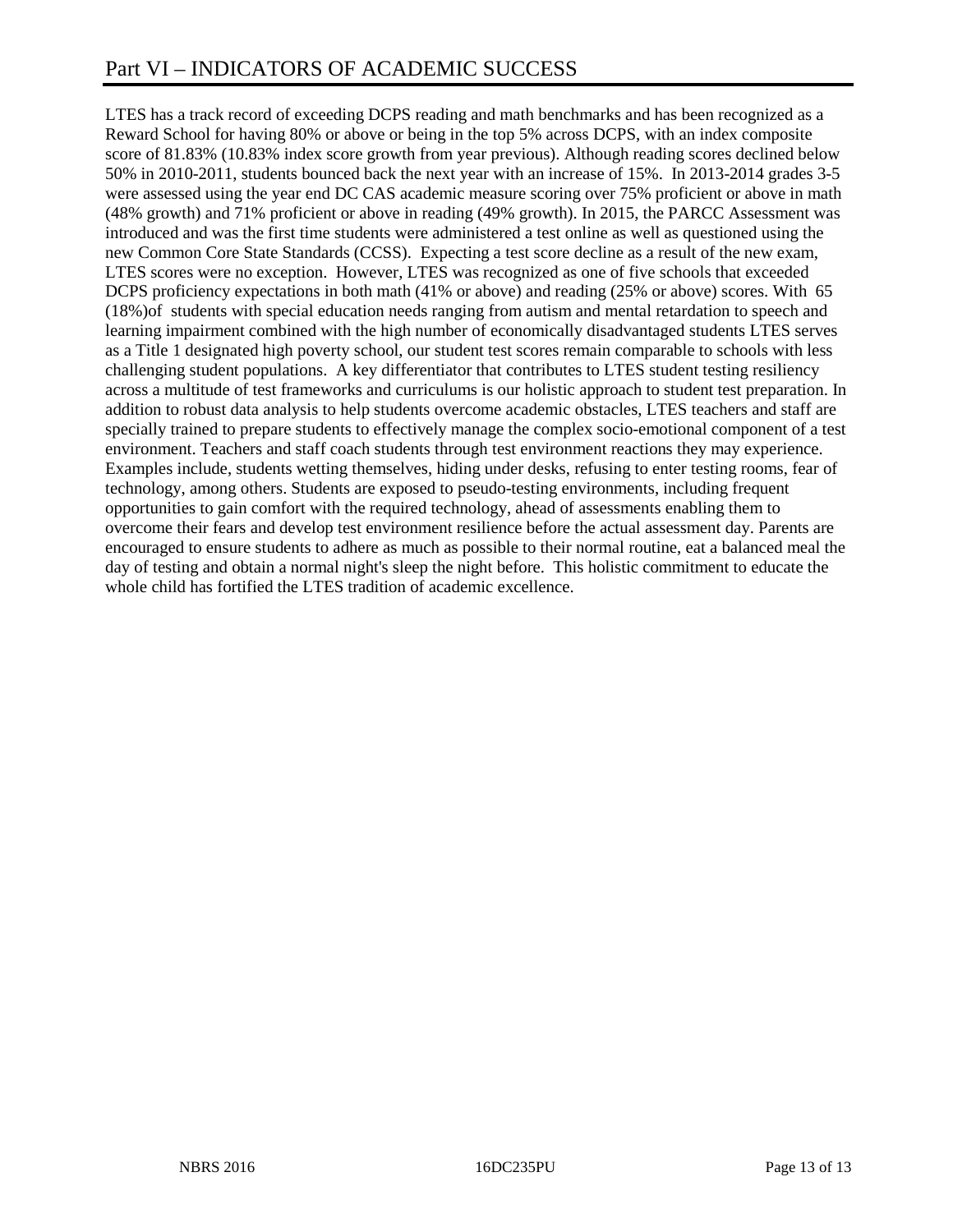# Part VI – INDICATORS OF ACADEMIC SUCCESS

LTES has a track record of exceeding DCPS reading and math benchmarks and has been recognized as a Reward School for having 80% or above or being in the top 5% across DCPS, with an index composite score of 81.83% (10.83% index score growth from year previous). Although reading scores declined below 50% in 2010-2011, students bounced back the next year with an increase of 15%. In 2013-2014 grades 3-5 were assessed using the year end DC CAS academic measure scoring over 75% proficient or above in math (48% growth) and 71% proficient or above in reading (49% growth). In 2015, the PARCC Assessment was introduced and was the first time students were administered a test online as well as questioned using the new Common Core State Standards (CCSS). Expecting a test score decline as a result of the new exam, LTES scores were no exception. However, LTES was recognized as one of five schools that exceeded DCPS proficiency expectations in both math (41% or above) and reading (25% or above) scores. With 65 (18%)of students with special education needs ranging from autism and mental retardation to speech and learning impairment combined with the high number of economically disadvantaged students LTES serves as a Title 1 designated high poverty school, our student test scores remain comparable to schools with less challenging student populations. A key differentiator that contributes to LTES student testing resiliency across a multitude of test frameworks and curriculums is our holistic approach to student test preparation. In addition to robust data analysis to help students overcome academic obstacles, LTES teachers and staff are specially trained to prepare students to effectively manage the complex socio-emotional component of a test environment. Teachers and staff coach students through test environment reactions they may experience. Examples include, students wetting themselves, hiding under desks, refusing to enter testing rooms, fear of technology, among others. Students are exposed to pseudo-testing environments, including frequent opportunities to gain comfort with the required technology, ahead of assessments enabling them to overcome their fears and develop test environment resilience before the actual assessment day. Parents are encouraged to ensure students to adhere as much as possible to their normal routine, eat a balanced meal the day of testing and obtain a normal night's sleep the night before. This holistic commitment to educate the whole child has fortified the LTES tradition of academic excellence.